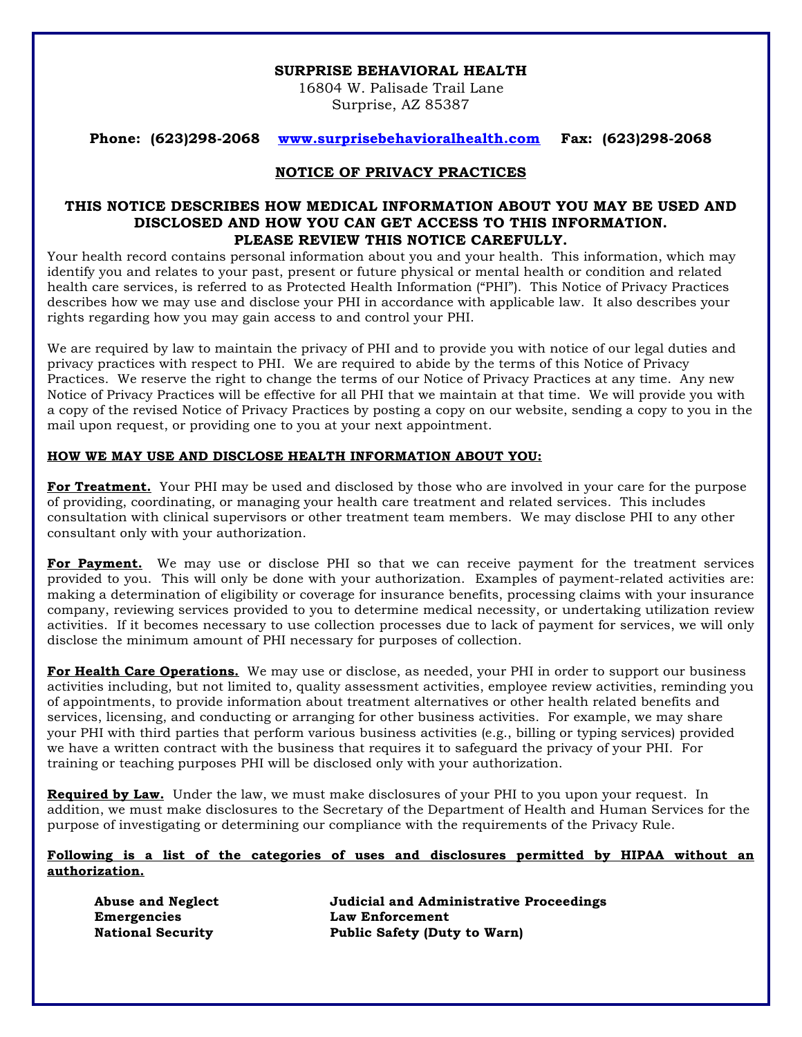**SURPRISE BEHAVIORAL HEALTH**
16804 W. Palisade Trail Lane
Surprise, AZ 85387

**Phone: (623)298-2068** [www.surprisebehavioralhealth.com](www.surprisebehavioralhealth.com) **Fax: (623)298-2068**

# NOTICE OF PRIVACY PRACTICES

## THIS NOTICE DESCRIBES HOW MEDICAL INFORMATION ABOUT YOU MAY BE USED AND DISCLOSED AND HOW YOU CAN GET ACCESS TO THIS INFORMATION. PLEASE REVIEW THIS NOTICE CAREFULLY.

Your health record contains personal information about you and your health. This information, which may identify you and relates to your past, present or future physical or mental health or condition and related health care services, is referred to as Protected Health Information ("PHI"). This Notice of Privacy Practices describes how we may use and disclose your PHI in accordance with applicable law. It also describes your rights regarding how you may gain access to and control your PHI.

We are required by law to maintain the privacy of PHI and to provide you with notice of our legal duties and privacy practices with respect to PHI. We are required to abide by the terms of this Notice of Privacy Practices. We reserve the right to change the terms of our Notice of Privacy Practices at any time. Any new Notice of Privacy Practices will be effective for all PHI that we maintain at that time. We will provide you with a copy of the revised Notice of Privacy Practices by posting a copy on our website, sending a copy to you in the mail upon request, or providing one to you at your next appointment.

### HOW WE MAY USE AND DISCLOSE HEALTH INFORMATION ABOUT YOU:

**For Treatment.** Your PHI may be used and disclosed by those who are involved in your care for the purpose of providing, coordinating, or managing your health care treatment and related services. This includes consultation with clinical supervisors or other treatment team members. We may disclose PHI to any other consultant only with your authorization.

**For Payment.** We may use or disclose PHI so that we can receive payment for the treatment services provided to you. This will only be done with your authorization. Examples of payment-related activities are: making a determination of eligibility or coverage for insurance benefits, processing claims with your insurance company, reviewing services provided to you to determine medical necessity, or undertaking utilization review activities. If it becomes necessary to use collection processes due to lack of payment for services, we will only disclose the minimum amount of PHI necessary for purposes of collection.

**For Health Care Operations.** We may use or disclose, as needed, your PHI in order to support our business activities including, but not limited to, quality assessment activities, employee review activities, reminding you of appointments, to provide information about treatment alternatives or other health related benefits and services, licensing, and conducting or arranging for other business activities. For example, we may share your PHI with third parties that perform various business activities (e.g., billing or typing services) provided we have a written contract with the business that requires it to safeguard the privacy of your PHI. For training or teaching purposes PHI will be disclosed only with your authorization.

**Required by Law.** Under the law, we must make disclosures of your PHI to you upon your request. In addition, we must make disclosures to the Secretary of the Department of Health and Human Services for the purpose of investigating or determining our compliance with the requirements of the Privacy Rule.

**Following is a list of the categories of uses and disclosures permitted by HIPAA without an authorization.**

- **Abuse and Neglect**
- **Emergencies**
- **National Security**
- **Judicial and Administrative Proceedings**
- **Law Enforcement**
- **Public Safety (Duty to Warn)**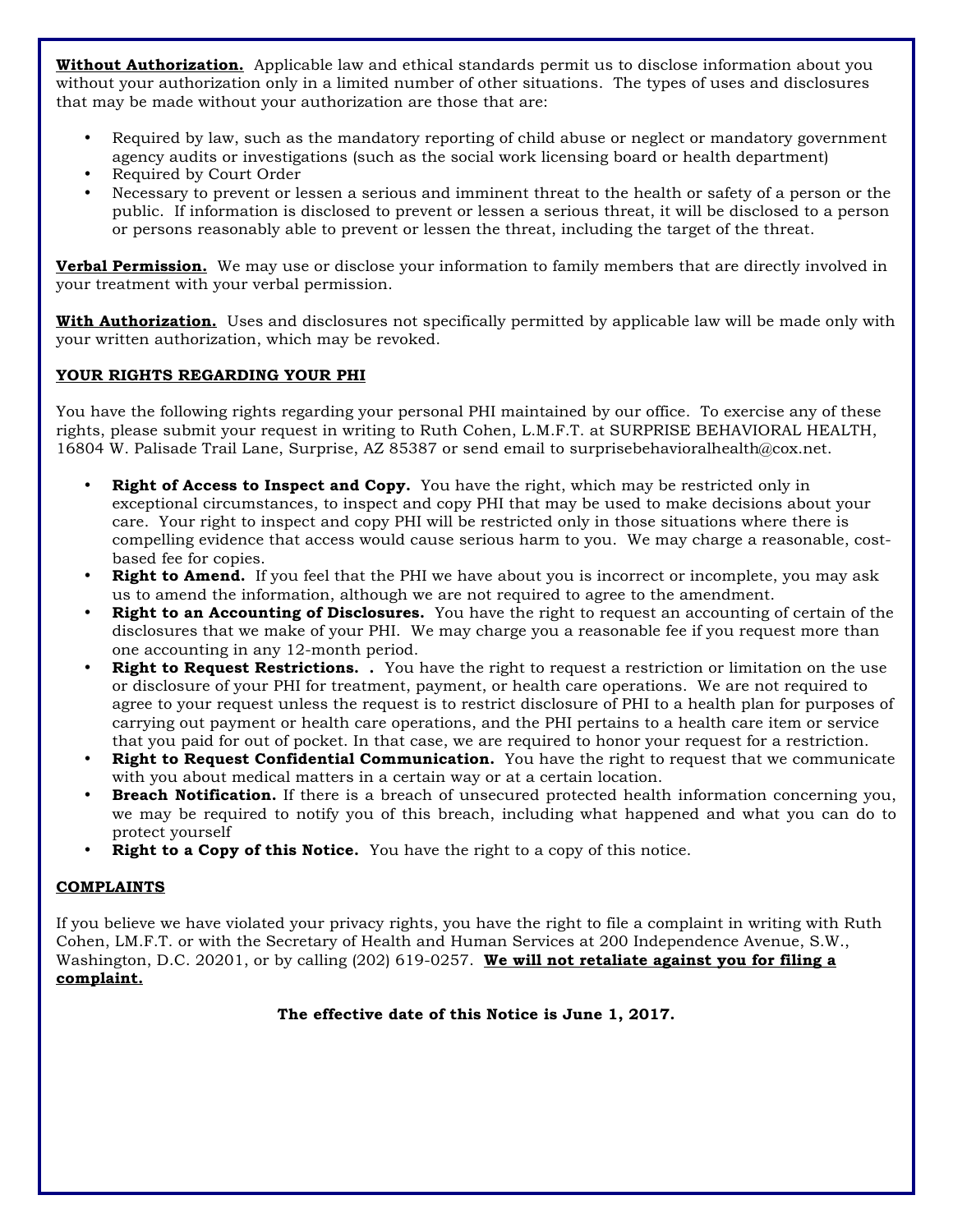**Without Authorization.** Applicable law and ethical standards permit us to disclose information about you without your authorization only in a limited number of other situations. The types of uses and disclosures that may be made without your authorization are those that are:

- Required by law, such as the mandatory reporting of child abuse or neglect or mandatory government agency audits or investigations (such as the social work licensing board or health department)
- Required by Court Order
- Necessary to prevent or lessen a serious and imminent threat to the health or safety of a person or the public. If information is disclosed to prevent or lessen a serious threat, it will be disclosed to a person or persons reasonably able to prevent or lessen the threat, including the target of the threat.

**Verbal Permission.** We may use or disclose your information to family members that are directly involved in your treatment with your verbal permission.

**With Authorization.** Uses and disclosures not specifically permitted by applicable law will be made only with your written authorization, which may be revoked.

## YOUR RIGHTS REGARDING YOUR PHI

You have the following rights regarding your personal PHI maintained by our office. To exercise any of these rights, please submit your request in writing to Ruth Cohen, L.M.F.T. at SURPRISE BEHAVIORAL HEALTH, 16804 W. Palisade Trail Lane, Surprise, AZ 85387 or send email to surprisebehavioralhealth@cox.net.

- **Right of Access to Inspect and Copy.** You have the right, which may be restricted only in exceptional circumstances, to inspect and copy PHI that may be used to make decisions about your care. Your right to inspect and copy PHI will be restricted only in those situations where there is compelling evidence that access would cause serious harm to you. We may charge a reasonable, cost-based fee for copies.
- **Right to Amend.** If you feel that the PHI we have about you is incorrect or incomplete, you may ask us to amend the information, although we are not required to agree to the amendment.
- **Right to an Accounting of Disclosures.** You have the right to request an accounting of certain of the disclosures that we make of your PHI. We may charge you a reasonable fee if you request more than one accounting in any 12-month period.
- **Right to Request Restrictions. .** You have the right to request a restriction or limitation on the use or disclosure of your PHI for treatment, payment, or health care operations. We are not required to agree to your request unless the request is to restrict disclosure of PHI to a health plan for purposes of carrying out payment or health care operations, and the PHI pertains to a health care item or service that you paid for out of pocket. In that case, we are required to honor your request for a restriction.
- **Right to Request Confidential Communication.** You have the right to request that we communicate with you about medical matters in a certain way or at a certain location.
- **Breach Notification.** If there is a breach of unsecured protected health information concerning you, we may be required to notify you of this breach, including what happened and what you can do to protect yourself
- **Right to a Copy of this Notice.** You have the right to a copy of this notice.

## COMPLAINTS

If you believe we have violated your privacy rights, you have the right to file a complaint in writing with Ruth Cohen, LM.F.T. or with the Secretary of Health and Human Services at 200 Independence Avenue, S.W., Washington, D.C. 20201, or by calling (202) 619-0257. **We will not retaliate against you for filing a complaint.**

**The effective date of this Notice is June 1, 2017.**